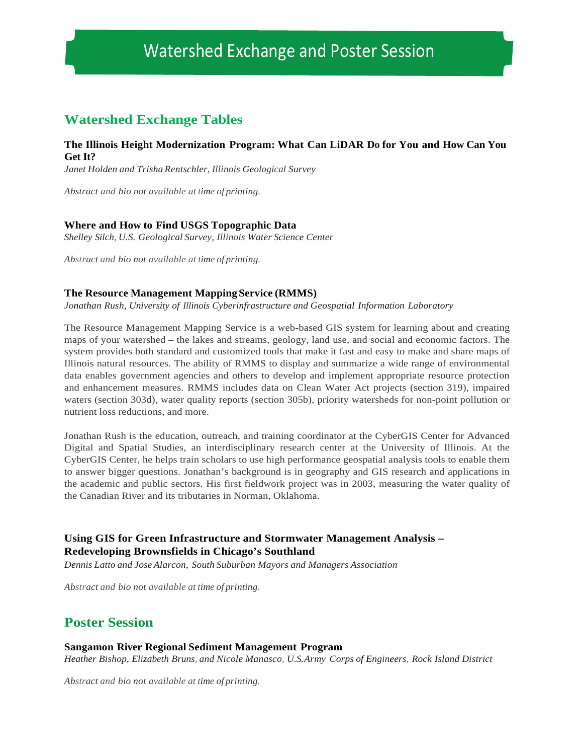# Watershed Exchange and Poster Session

## Watershed Exchange Tables

### The Illinois Height Modernization Program: What Can LiDAR Do for You and How Can You Get It?

*Janet Holden and Trisha Rentschler, Illinois Geological Survey*

*Abstract and bio not available at time of printing.*

### Where and How to Find USGS Topographic Data

*Shelley Silch, U.S. Geological Survey, Illinois Water Science Center*

*Abstract and bio not available at time of printing.*

### The Resource Management Mapping Service (RMMS)

*Jonathan Rush, University of Illinois Cyberinfrastructure and Geospatial Information Laboratory*

The Resource Management Mapping Service is a web-based GIS system for learning about and creating maps of your watershed – the lakes and streams, geology, land use, and social and economic factors. The system provides both standard and customized tools that make it fast and easy to make and share maps of Illinois natural resources. The ability of RMMS to display and summarize a wide range of environmental data enables government agencies and others to develop and implement appropriate resource protection and enhancement measures. RMMS includes data on Clean Water Act projects (section 319), impaired waters (section 303d), water quality reports (section 305b), priority watersheds for non-point pollution or nutrient loss reductions, and more.

Jonathan Rush is the education, outreach, and training coordinator at the CyberGIS Center for Advanced Digital and Spatial Studies, an interdisciplinary research center at the University of Illinois. At the CyberGIS Center, he helps train scholars to use high performance geospatial analysis tools to enable them to answer bigger questions. Jonathan's background is in geography and GIS research and applications in the academic and public sectors. His first fieldwork project was in 2003, measuring the water quality of the Canadian River and its tributaries in Norman, Oklahoma.

### Using GIS for Green Infrastructure and Stormwater Management Analysis – Redeveloping Brownsfields in Chicago's Southland

*Dennis Latto and Jose Alarcon, South Suburban Mayors and Managers Association*

*Abstract and bio not available at time of printing.*

## Poster Session

### Sangamon River Regional Sediment Management Program

*Heather Bishop, Elizabeth Bruns, and Nicole Manasco, U.S.Army Corps of Engineers, Rock Island District*

*Abstract and bio not available at time of printing.*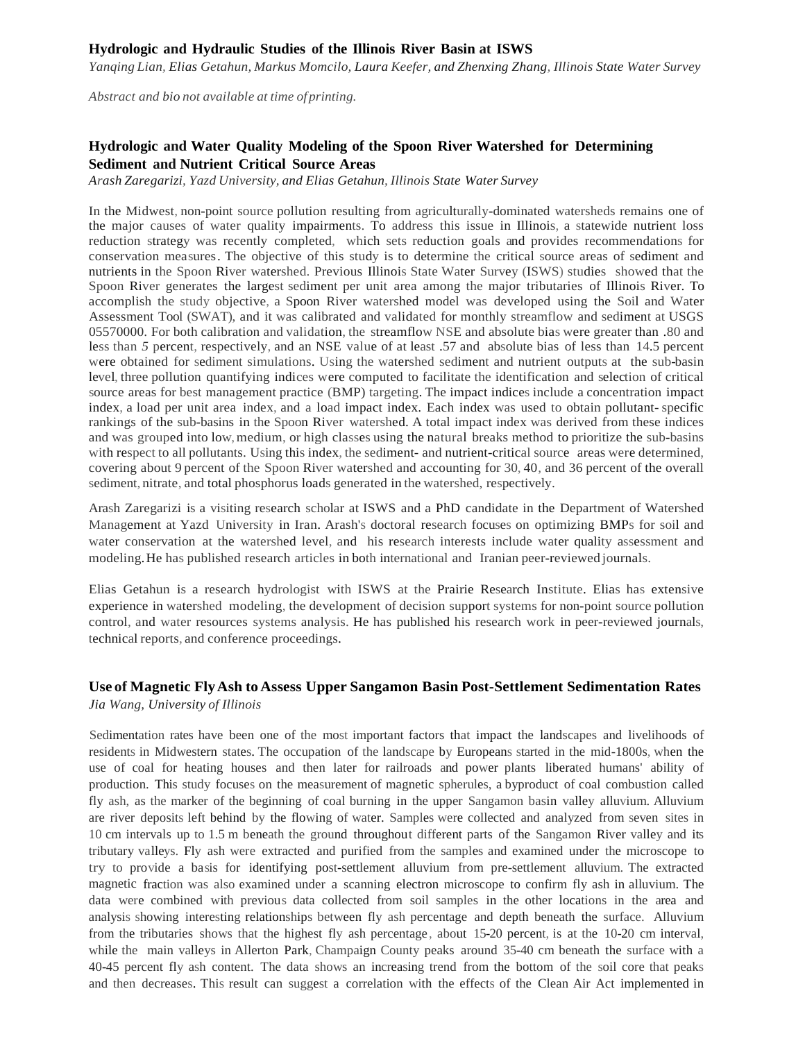### Hydrologic and Hydraulic Studies of the Illinois River Basin at ISWS

*Yanqing Lian, Elias Getahun, Markus Momcilo, Laura Keefer, and Zhenxing Zhang, Illinois State Water Survey*

*Abstract and bio not available at time of printing.*

### Hydrologic and Water Quality Modeling of the Spoon River Watershed for Determining Sediment and Nutrient Critical Source Areas

*Arash Zaregarizi, Yazd University, and Elias Getahun, Illinois State Water Survey*

In the Midwest, non-point source pollution resulting from agriculturally-dominated watersheds remains one of the major causes of water quality impairments. To address this issue in Illinois, a statewide nutrient loss reduction strategy was recently completed, which sets reduction goals and provides recommendations for conservation measures. The objective of this study is to determine the critical source areas of sediment and nutrients in the Spoon River watershed. Previous Illinois State Water Survey (ISWS) studies showed that the Spoon River generates the largest sediment per unit area among the major tributaries of Illinois River. To accomplish the study objective, a Spoon River watershed model was developed using the Soil and Water Assessment Tool (SWAT), and it was calibrated and validated for monthly streamflow and sediment at USGS 05570000. For both calibration and validation, the streamflow NSE and absolute bias were greater than .80 and less than 5 percent, respectively, and an NSE value of at least .57 and absolute bias of less than 14.5 percent were obtained for sediment simulations. Using the watershed sediment and nutrient outputs at the sub-basin level, three pollution quantifying indices were computed to facilitate the identification and selection of critical source areas for best management practice (BMP) targeting. The impact indices include a concentration impact index, a load per unit area index, and a load impact index. Each index was used to obtain pollutant-specific rankings of the sub-basins in the Spoon River watershed. A total impact index was derived from these indices and was grouped into low, medium, or high classes using the natural breaks method to prioritize the sub-basins with respect to all pollutants. Using this index, the sediment- and nutrient-critical source areas were determined, covering about 9 percent of the Spoon River watershed and accounting for 30, 40, and 36 percent of the overall sediment, nitrate, and total phosphorus loads generated in the watershed, respectively.

Arash Zaregarizi is a visiting research scholar at ISWS and a PhD candidate in the Department of Watershed Management at Yazd University in Iran. Arash's doctoral research focuses on optimizing BMPs for soil and water conservation at the watershed level, and his research interests include water quality assessment and modeling. He has published research articles in both international and Iranian peer-reviewed journals.

Elias Getahun is a research hydrologist with ISWS at the Prairie Research Institute. Elias has extensive experience in watershed modeling, the development of decision support systems for non-point source pollution control, and water resources systems analysis. He has published his research work in peer-reviewed journals, technical reports, and conference proceedings.

### Use of Magnetic Fly Ash to Assess Upper Sangamon Basin Post-Settlement Sedimentation Rates

*Jia Wang, University of Illinois*

Sedimentation rates have been one of the most important factors that impact the landscapes and livelihoods of residents in Midwestern states. The occupation of the landscape by Europeans started in the mid-1800s, when the use of coal for heating houses and then later for railroads and power plants liberated humans' ability of production. This study focuses on the measurement of magnetic spherules, a byproduct of coal combustion called fly ash, as the marker of the beginning of coal burning in the upper Sangamon basin valley alluvium. Alluvium are river deposits left behind by the flowing of water. Samples were collected and analyzed from seven sites in 10 cm intervals up to 1.5 m beneath the ground throughout different parts of the Sangamon River valley and its tributary valleys. Fly ash were extracted and purified from the samples and examined under the microscope to try to provide a basis for identifying post-settlement alluvium from pre-settlement alluvium. The extracted magnetic fraction was also examined under a scanning electron microscope to confirm fly ash in alluvium. The data were combined with previous data collected from soil samples in the other locations in the area and analysis showing interesting relationships between fly ash percentage and depth beneath the surface. Alluvium from the tributaries shows that the highest fly ash percentage, about 15-20 percent, is at the 10-20 cm interval, while the main valleys in Allerton Park, Champaign County peaks around 35-40 cm beneath the surface with a 40-45 percent fly ash content. The data shows an increasing trend from the bottom of the soil core that peaks and then decreases. This result can suggest a correlation with the effects of the Clean Air Act implemented in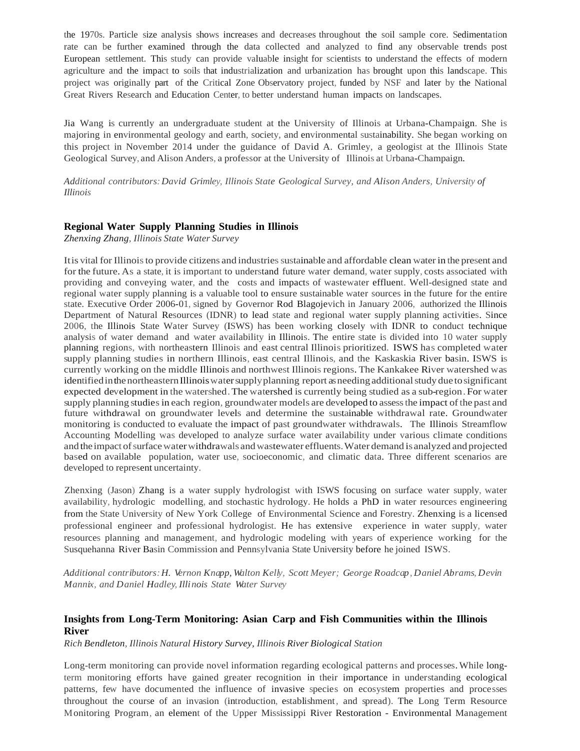the 1970s. Particle size analysis shows increases and decreases throughout the soil sample core. Sedimentation rate can be further examined through the data collected and analyzed to find any observable trends post European settlement. This study can provide valuable insight for scientists to understand the effects of modern agriculture and the impact to soils that industrialization and urbanization has brought upon this landscape. This project was originally part of the Critical Zone Observatory project, funded by NSF and later by the National Great Rivers Research and Education Center, to better understand human impacts on landscapes.

Jia Wang is currently an undergraduate student at the University of Illinois at Urbana-Champaign. She is majoring in environmental geology and earth, society, and environmental sustainability. She began working on this project in November 2014 under the guidance of David A. Grimley, a geologist at the Illinois State Geological Survey, and Alison Anders, a professor at the University of Illinois at Urbana-Champaign.

*Additional contributors: David Grimley, Illinois State Geological Survey, and Alison Anders, University of Illinois*

### Regional Water Supply Planning Studies in Illinois

*Zhenxing Zhang, Illinois State Water Survey*

It is vital for Illinois to provide citizens and industries sustainable and affordable clean water in the present and for the future. As a state, it is important to understand future water demand, water supply, costs associated with providing and conveying water, and the costs and impacts of wastewater effluent. Well-designed state and regional water supply planning is a valuable tool to ensure sustainable water sources in the future for the entire state. Executive Order 2006-01, signed by Governor Rod Blagojevich in January 2006, authorized the Illinois Department of Natural Resources (IDNR) to lead state and regional water supply planning activities. Since 2006, the Illinois State Water Survey (ISWS) has been working closely with IDNR to conduct technique analysis of water demand and water availability in Illinois. The entire state is divided into 10 water supply planning regions, with northeastern Illinois and east central Illinois prioritized. ISWS has completed water supply planning studies in northern Illinois, east central Illinois, and the Kaskaskia River basin. ISWS is currently working on the middle Illinois and northwest Illinois regions. The Kankakee River watershed was identified in the northeastern Illinois water supply planning report as needing additional study due to significant expected development in the watershed. The watershed is currently being studied as a sub-region. For water supply planning studies in each region, groundwater models are developed to assess the impact of the past and future withdrawal on groundwater levels and determine the sustainable withdrawal rate. Groundwater monitoring is conducted to evaluate the impact of past groundwater withdrawals. The Illinois Streamflow Accounting Modelling was developed to analyze surface water availability under various climate conditions and the impact of surface water withdrawals and wastewater effluents. Water demand is analyzed and projected based on available population, water use, socioeconomic, and climatic data. Three different scenarios are developed to represent uncertainty.

Zhenxing (Jason) Zhang is a water supply hydrologist with ISWS focusing on surface water supply, water availability, hydrologic modelling, and stochastic hydrology. He holds a PhD in water resources engineering from the State University of New York College of Environmental Science and Forestry. Zhenxing is a licensed professional engineer and professional hydrologist. He has extensive experience in water supply, water resources planning and management, and hydrologic modeling with years of experience working for the Susquehanna River Basin Commission and Pennsylvania State University before he joined ISWS.

*Additional contributors: H. Vernon Knapp, Walton Kelly, Scott Meyer; George Roadcap, Daniel Abrams, Devin Mannix, and Daniel Hadley, Illinois State Water Survey*

### Insights from Long-Term Monitoring: Asian Carp and Fish Communities within the Illinois River

*Rich Bendleton, Illinois Natural History Survey, Illinois River Biological Station*

Long-term monitoring can provide novel information regarding ecological patterns and processes. While long-term monitoring efforts have gained greater recognition in their importance in understanding ecological patterns, few have documented the influence of invasive species on ecosystem properties and processes throughout the course of an invasion (introduction, establishment, and spread). The Long Term Resource Monitoring Program, an element of the Upper Mississippi River Restoration - Environmental Management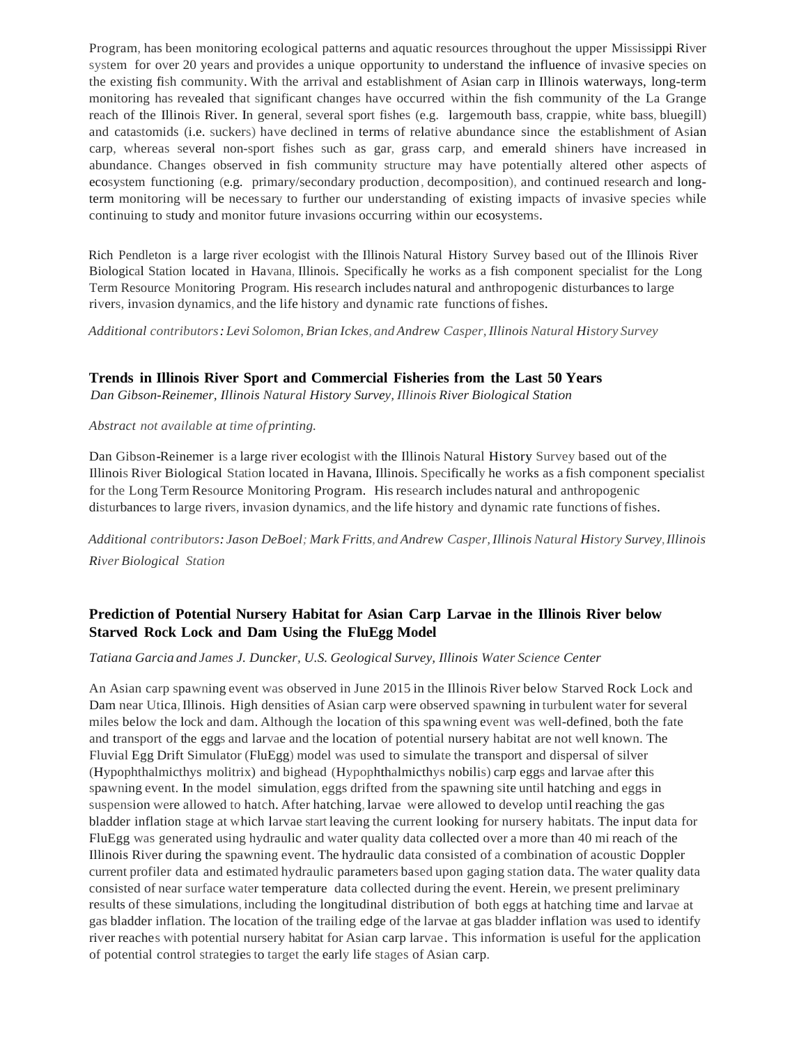Program, has been monitoring ecological patterns and aquatic resources throughout the upper Mississippi River system for over 20 years and provides a unique opportunity to understand the influence of invasive species on the existing fish community. With the arrival and establishment of Asian carp in Illinois waterways, long-term monitoring has revealed that significant changes have occurred within the fish community of the La Grange reach of the Illinois River. In general, several sport fishes (e.g. largemouth bass, crappie, white bass, bluegill) and catastomids (i.e. suckers) have declined in terms of relative abundance since the establishment of Asian carp, whereas several non-sport fishes such as gar, grass carp, and emerald shiners have increased in abundance. Changes observed in fish community structure may have potentially altered other aspects of ecosystem functioning (e.g. primary/secondary production, decomposition), and continued research and long-term monitoring will be necessary to further our understanding of existing impacts of invasive species while continuing to study and monitor future invasions occurring within our ecosystems.

Rich Pendleton is a large river ecologist with the Illinois Natural History Survey based out of the Illinois River Biological Station located in Havana, Illinois. Specifically he works as a fish component specialist for the Long Term Resource Monitoring Program. His research includes natural and anthropogenic disturbances to large rivers, invasion dynamics, and the life history and dynamic rate functions of fishes.

*Additional contributors: Levi Solomon, Brian Ickes, and Andrew Casper, Illinois Natural History Survey*

### Trends in Illinois River Sport and Commercial Fisheries from the Last 50 Years

*Dan Gibson-Reinemer, Illinois Natural History Survey, Illinois River Biological Station*

*Abstract not available at time of printing.*

Dan Gibson-Reinemer is a large river ecologist with the Illinois Natural History Survey based out of the Illinois River Biological Station located in Havana, Illinois. Specifically he works as a fish component specialist for the Long Term Resource Monitoring Program. His research includes natural and anthropogenic disturbances to large rivers, invasion dynamics, and the life history and dynamic rate functions of fishes.

*Additional contributors: Jason DeBoel; Mark Fritts, and Andrew Casper, Illinois Natural History Survey, Illinois River Biological Station*

### Prediction of Potential Nursery Habitat for Asian Carp Larvae in the Illinois River below Starved Rock Lock and Dam Using the FluEgg Model

*Tatiana Garcia and James J. Duncker, U.S. Geological Survey, Illinois Water Science Center*

An Asian carp spawning event was observed in June 2015 in the Illinois River below Starved Rock Lock and Dam near Utica, Illinois. High densities of Asian carp were observed spawning in turbulent water for several miles below the lock and dam. Although the location of this spawning event was well-defined, both the fate and transport of the eggs and larvae and the location of potential nursery habitat are not well known. The Fluvial Egg Drift Simulator (FluEgg) model was used to simulate the transport and dispersal of silver (Hypophthalmicthys molitrix) and bighead (Hypophthalmicthys nobilis) carp eggs and larvae after this spawning event. In the model simulation, eggs drifted from the spawning site until hatching and eggs in suspension were allowed to hatch. After hatching, larvae were allowed to develop until reaching the gas bladder inflation stage at which larvae start leaving the current looking for nursery habitats. The input data for FluEgg was generated using hydraulic and water quality data collected over a more than 40 mi reach of the Illinois River during the spawning event. The hydraulic data consisted of a combination of acoustic Doppler current profiler data and estimated hydraulic parameters based upon gaging station data. The water quality data consisted of near surface water temperature data collected during the event. Herein, we present preliminary results of these simulations, including the longitudinal distribution of both eggs at hatching time and larvae at gas bladder inflation. The location of the trailing edge of the larvae at gas bladder inflation was used to identify river reaches with potential nursery habitat for Asian carp larvae. This information is useful for the application of potential control strategies to target the early life stages of Asian carp.